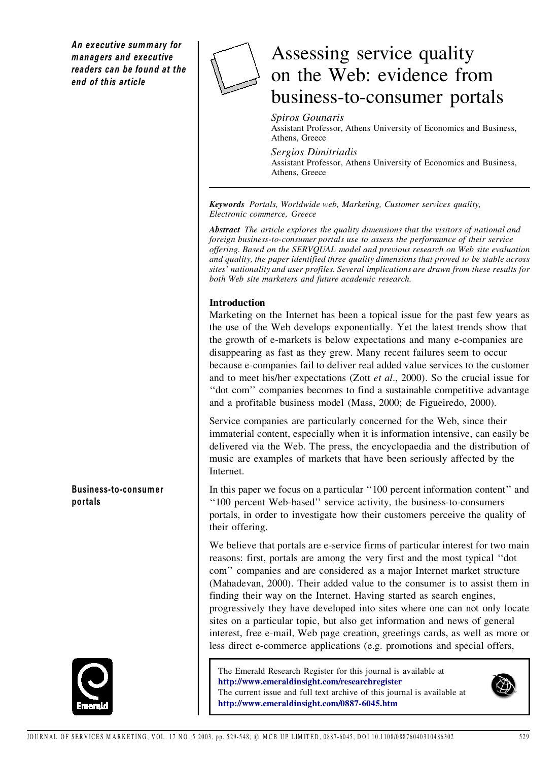*An executive summary for managers and executive readers can be found at the end of this article*

# Assessing service quality on the Web: evidence from business-to-consumer portals

*Spiros Gounaris*
Assistant Professor, Athens University of Economics and Business, Athens, Greece

*Sergios Dimitriadis*
Assistant Professor, Athens University of Economics and Business, Athens, Greece

***Keywords*** *Portals, Worldwide web, Marketing, Customer services quality, Electronic commerce, Greece*

***Abstract*** *The article explores the quality dimensions that the visitors of national and foreign business-to-consumer portals use to assess the performance of their service offering. Based on the SERVQUAL model and previous research on Web site evaluation and quality, the paper identified three quality dimensions that proved to be stable across sites' nationality and user profiles. Several implications are drawn from these results for both Web site marketers and future academic research.*

## Introduction

Marketing on the Internet has been a topical issue for the past few years as the use of the Web develops exponentially. Yet the latest trends show that the growth of e-markets is below expectations and many e-companies are disappearing as fast as they grew. Many recent failures seem to occur because e-companies fail to deliver real added value services to the customer and to meet his/her expectations (Zott *et al*., 2000). So the crucial issue for ''dot com'' companies becomes to find a sustainable competitive advantage and a profitable business model (Mass, 2000; de Figueiredo, 2000).

Service companies are particularly concerned for the Web, since their immaterial content, especially when it is information intensive, can easily be delivered via the Web. The press, the encyclopaedia and the distribution of music are examples of markets that have been seriously affected by the Internet.

**Business-to-consumer portals**

In this paper we focus on a particular ''100 percent information content'' and ''100 percent Web-based'' service activity, the business-to-consumers portals, in order to investigate how their customers perceive the quality of their offering.

We believe that portals are e-service firms of particular interest for two main reasons: first, portals are among the very first and the most typical ''dot com'' companies and are considered as a major Internet market structure (Mahadevan, 2000). Their added value to the consumer is to assist them in finding their way on the Internet. Having started as search engines, progressively they have developed into sites where one can not only locate sites on a particular topic, but also get information and news of general interest, free e-mail, Web page creation, greetings cards, as well as more or less direct e-commerce applications (e.g. promotions and special offers,

The Emerald Research Register for this journal is available at
**http://www.emeraldinsight.com/researchregister**
The current issue and full text archive of this journal is available at
**http://www.emeraldinsight.com/0887-6045.htm**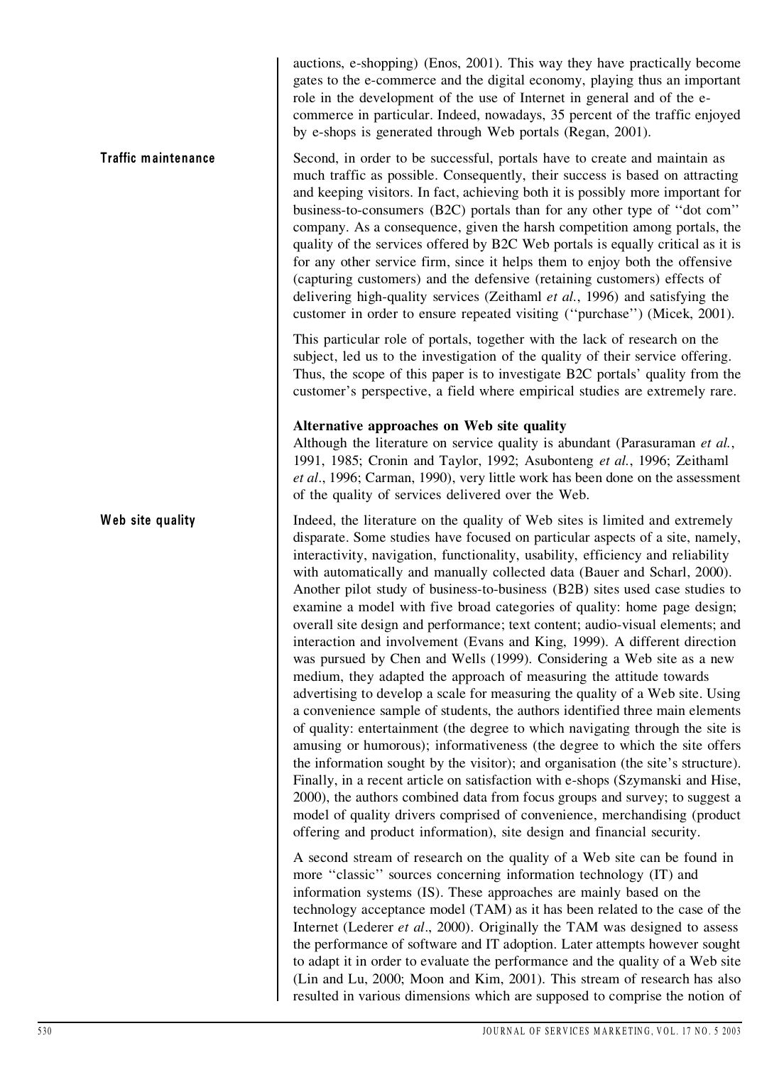auctions, e-shopping) (Enos, 2001). This way they have practically become gates to the e-commerce and the digital economy, playing thus an important role in the development of the use of Internet in general and of the e-commerce in particular. Indeed, nowadays, 35 percent of the traffic enjoyed by e-shops is generated through Web portals (Regan, 2001).

**Traffic maintenance**

Second, in order to be successful, portals have to create and maintain as much traffic as possible. Consequently, their success is based on attracting and keeping visitors. In fact, achieving both it is possibly more important for business-to-consumers (B2C) portals than for any other type of ''dot com'' company. As a consequence, given the harsh competition among portals, the quality of the services offered by B2C Web portals is equally critical as it is for any other service firm, since it helps them to enjoy both the offensive (capturing customers) and the defensive (retaining customers) effects of delivering high-quality services (Zeithaml *et al.*, 1996) and satisfying the customer in order to ensure repeated visiting (''purchase'') (Micek, 2001).

This particular role of portals, together with the lack of research on the subject, led us to the investigation of the quality of their service offering. Thus, the scope of this paper is to investigate B2C portals' quality from the customer's perspective, a field where empirical studies are extremely rare.

### Alternative approaches on Web site quality

Although the literature on service quality is abundant (Parasuraman *et al.*, 1991, 1985; Cronin and Taylor, 1992; Asubonteng *et al.*, 1996; Zeithaml *et al*., 1996; Carman, 1990), very little work has been done on the assessment of the quality of services delivered over the Web.

**Web site quality**

Indeed, the literature on the quality of Web sites is limited and extremely disparate. Some studies have focused on particular aspects of a site, namely, interactivity, navigation, functionality, usability, efficiency and reliability with automatically and manually collected data (Bauer and Scharl, 2000). Another pilot study of business-to-business (B2B) sites used case studies to examine a model with five broad categories of quality: home page design; overall site design and performance; text content; audio-visual elements; and interaction and involvement (Evans and King, 1999). A different direction was pursued by Chen and Wells (1999). Considering a Web site as a new medium, they adapted the approach of measuring the attitude towards advertising to develop a scale for measuring the quality of a Web site. Using a convenience sample of students, the authors identified three main elements of quality: entertainment (the degree to which navigating through the site is amusing or humorous); informativeness (the degree to which the site offers the information sought by the visitor); and organisation (the site's structure). Finally, in a recent article on satisfaction with e-shops (Szymanski and Hise, 2000), the authors combined data from focus groups and survey; to suggest a model of quality drivers comprised of convenience, merchandising (product offering and product information), site design and financial security.

A second stream of research on the quality of a Web site can be found in more ''classic'' sources concerning information technology (IT) and information systems (IS). These approaches are mainly based on the technology acceptance model (TAM) as it has been related to the case of the Internet (Lederer *et al*., 2000). Originally the TAM was designed to assess the performance of software and IT adoption. Later attempts however sought to adapt it in order to evaluate the performance and the quality of a Web site (Lin and Lu, 2000; Moon and Kim, 2001). This stream of research has also resulted in various dimensions which are supposed to comprise the notion of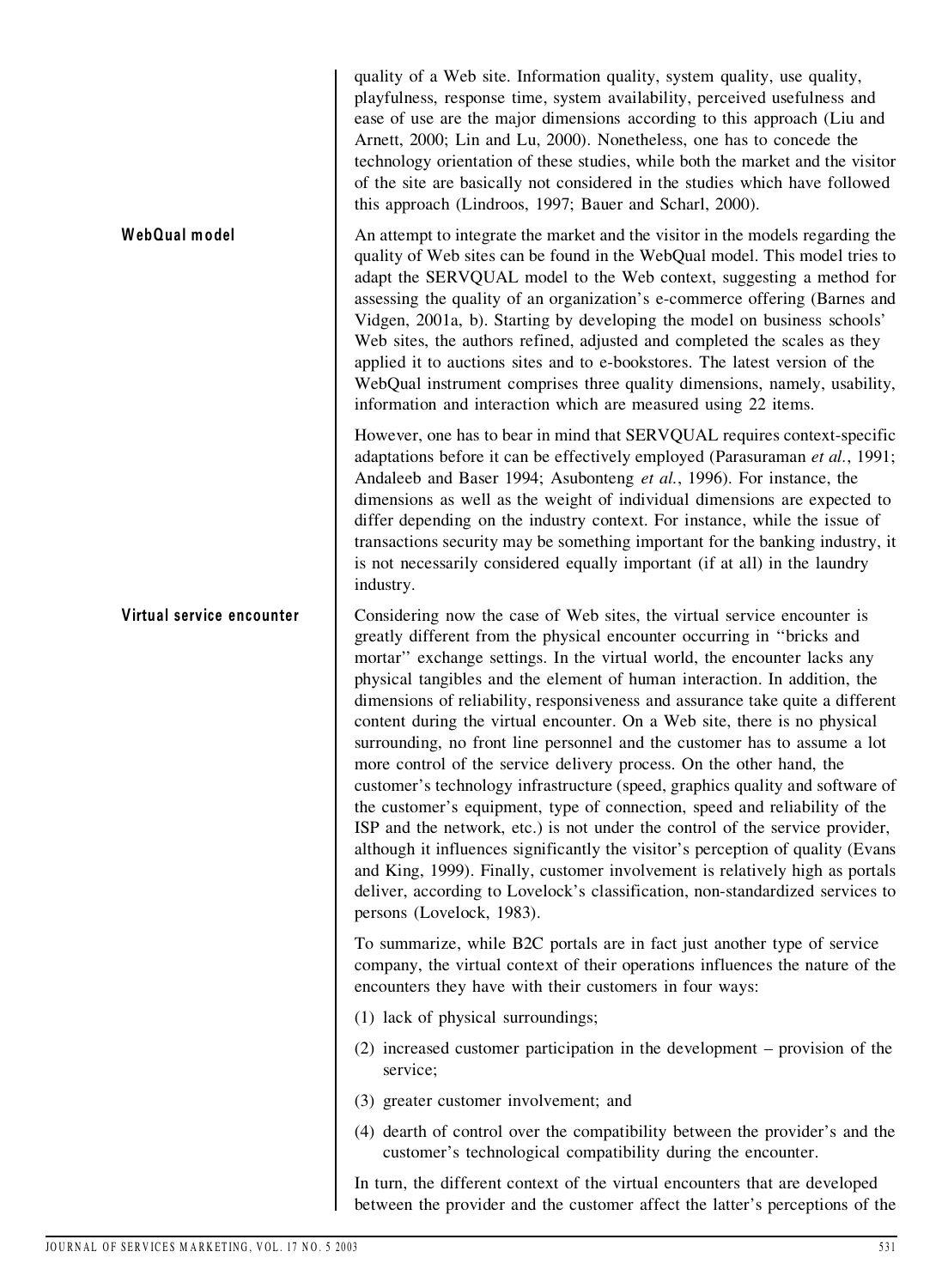quality of a Web site. Information quality, system quality, use quality, playfulness, response time, system availability, perceived usefulness and ease of use are the major dimensions according to this approach (Liu and Arnett, 2000; Lin and Lu, 2000). Nonetheless, one has to concede the technology orientation of these studies, while both the market and the visitor of the site are basically not considered in the studies which have followed this approach (Lindroos, 1997; Bauer and Scharl, 2000).

## WebQual model

An attempt to integrate the market and the visitor in the models regarding the quality of Web sites can be found in the WebQual model. This model tries to adapt the SERVQUAL model to the Web context, suggesting a method for assessing the quality of an organization's e-commerce offering (Barnes and Vidgen, 2001a, b). Starting by developing the model on business schools' Web sites, the authors refined, adjusted and completed the scales as they applied it to auctions sites and to e-bookstores. The latest version of the WebQual instrument comprises three quality dimensions, namely, usability, information and interaction which are measured using 22 items.

However, one has to bear in mind that SERVQUAL requires context-specific adaptations before it can be effectively employed (Parasuraman *et al.*, 1991; Andaleeb and Baser 1994; Asubonteng *et al.*, 1996). For instance, the dimensions as well as the weight of individual dimensions are expected to differ depending on the industry context. For instance, while the issue of transactions security may be something important for the banking industry, it is not necessarily considered equally important (if at all) in the laundry industry.

## Virtual service encounter

Considering now the case of Web sites, the virtual service encounter is greatly different from the physical encounter occurring in "bricks and mortar" exchange settings. In the virtual world, the encounter lacks any physical tangibles and the element of human interaction. In addition, the dimensions of reliability, responsiveness and assurance take quite a different content during the virtual encounter. On a Web site, there is no physical surrounding, no front line personnel and the customer has to assume a lot more control of the service delivery process. On the other hand, the customer's technology infrastructure (speed, graphics quality and software of the customer's equipment, type of connection, speed and reliability of the ISP and the network, etc.) is not under the control of the service provider, although it influences significantly the visitor's perception of quality (Evans and King, 1999). Finally, customer involvement is relatively high as portals deliver, according to Lovelock's classification, non-standardized services to persons (Lovelock, 1983).

To summarize, while B2C portals are in fact just another type of service company, the virtual context of their operations influences the nature of the encounters they have with their customers in four ways:

(1) lack of physical surroundings;

(2) increased customer participation in the development – provision of the service;

(3) greater customer involvement; and

(4) dearth of control over the compatibility between the provider's and the customer's technological compatibility during the encounter.

In turn, the different context of the virtual encounters that are developed between the provider and the customer affect the latter's perceptions of the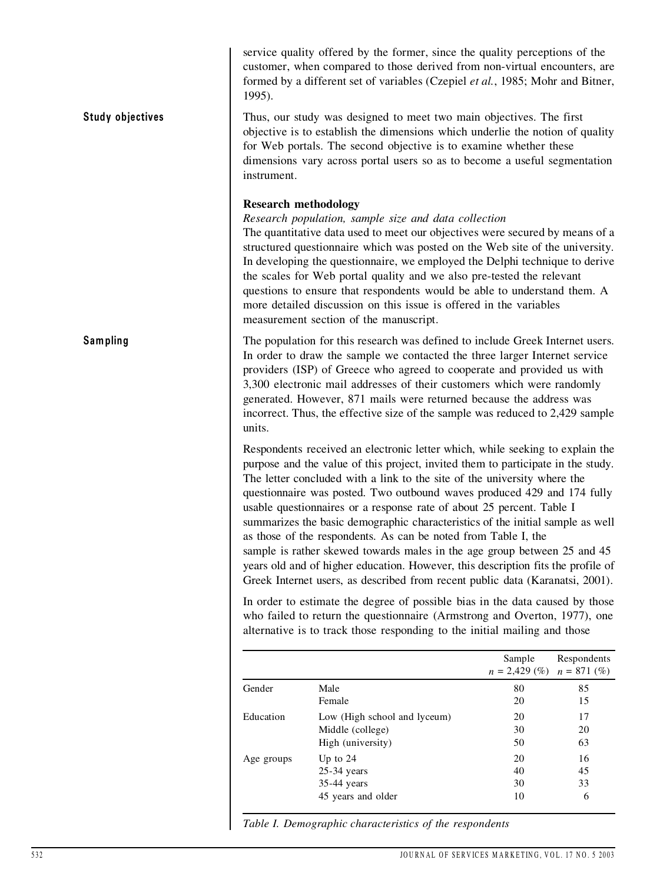service quality offered by the former, since the quality perceptions of the customer, when compared to those derived from non-virtual encounters, are formed by a different set of variables (Czepiel *et al.*, 1985; Mohr and Bitner, 1995).

**Study objectives**

Thus, our study was designed to meet two main objectives. The first objective is to establish the dimensions which underlie the notion of quality for Web portals. The second objective is to examine whether these dimensions vary across portal users so as to become a useful segmentation instrument.

## Research methodology

### *Research population, sample size and data collection*

The quantitative data used to meet our objectives were secured by means of a structured questionnaire which was posted on the Web site of the university. In developing the questionnaire, we employed the Delphi technique to derive the scales for Web portal quality and we also pre-tested the relevant questions to ensure that respondents would be able to understand them. A more detailed discussion on this issue is offered in the variables measurement section of the manuscript.

**Sampling**

The population for this research was defined to include Greek Internet users. In order to draw the sample we contacted the three larger Internet service providers (ISP) of Greece who agreed to cooperate and provided us with 3,300 electronic mail addresses of their customers which were randomly generated. However, 871 mails were returned because the address was incorrect. Thus, the effective size of the sample was reduced to 2,429 sample units.

Respondents received an electronic letter which, while seeking to explain the purpose and the value of this project, invited them to participate in the study. The letter concluded with a link to the site of the university where the questionnaire was posted. Two outbound waves produced 429 and 174 fully usable questionnaires or a response rate of about 25 percent. Table I summarizes the basic demographic characteristics of the initial sample as well as those of the respondents. As can be noted from Table I, the sample is rather skewed towards males in the age group between 25 and 45 years old and of higher education. However, this description fits the profile of Greek Internet users, as described from recent public data (Karanatsi, 2001).

In order to estimate the degree of possible bias in the data caused by those who failed to return the questionnaire (Armstrong and Overton, 1977), one alternative is to track those responding to the initial mailing and those

| | | Sample $n$ = 2,429 (%) | Respondents $n$ = 871 (%) |
|---|---|---|---|
| Gender | Male | 80 | 85 |
| | Female | 20 | 15 |
| Education | Low (High school and lyceum) | 20 | 17 |
| | Middle (college) | 30 | 20 |
| | High (university) | 50 | 63 |
| Age groups | Up to 24 | 20 | 16 |
| | 25-34 years | 40 | 45 |
| | 35-44 years | 30 | 33 |
| | 45 years and older | 10 | 6 |

*Table I. Demographic characteristics of the respondents*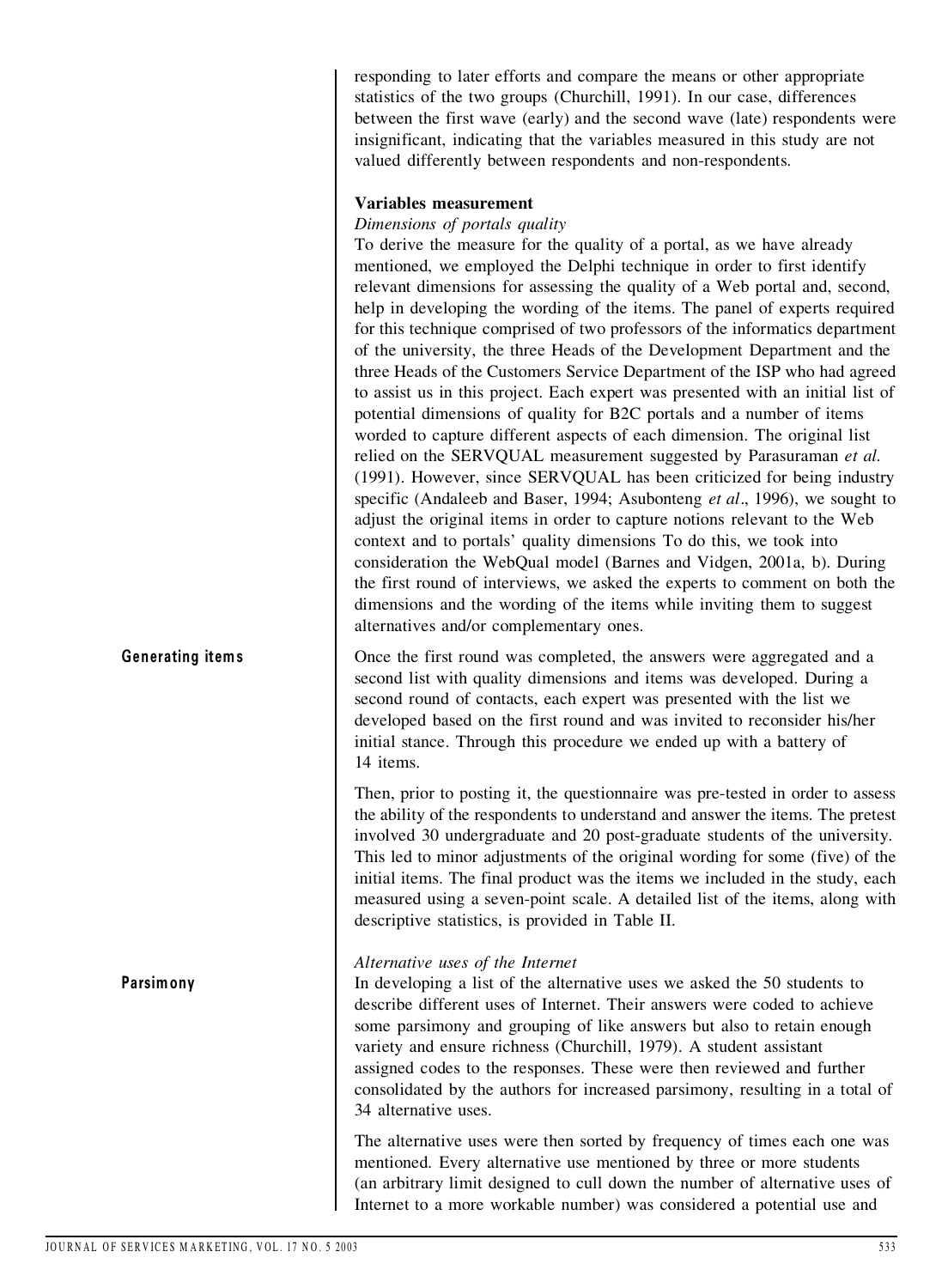responding to later efforts and compare the means or other appropriate statistics of the two groups (Churchill, 1991). In our case, differences between the first wave (early) and the second wave (late) respondents were insignificant, indicating that the variables measured in this study are not valued differently between respondents and non-respondents.

### Variables measurement

*Dimensions of portals quality*

To derive the measure for the quality of a portal, as we have already mentioned, we employed the Delphi technique in order to first identify relevant dimensions for assessing the quality of a Web portal and, second, help in developing the wording of the items. The panel of experts required for this technique comprised of two professors of the informatics department of the university, the three Heads of the Development Department and the three Heads of the Customers Service Department of the ISP who had agreed to assist us in this project. Each expert was presented with an initial list of potential dimensions of quality for B2C portals and a number of items worded to capture different aspects of each dimension. The original list relied on the SERVQUAL measurement suggested by Parasuraman *et al.* (1991). However, since SERVQUAL has been criticized for being industry specific (Andaleeb and Baser, 1994; Asubonteng *et al*., 1996), we sought to adjust the original items in order to capture notions relevant to the Web context and to portals' quality dimensions To do this, we took into consideration the WebQual model (Barnes and Vidgen, 2001a, b). During the first round of interviews, we asked the experts to comment on both the dimensions and the wording of the items while inviting them to suggest alternatives and/or complementary ones.

**Generating items**

Once the first round was completed, the answers were aggregated and a second list with quality dimensions and items was developed. During a second round of contacts, each expert was presented with the list we developed based on the first round and was invited to reconsider his/her initial stance. Through this procedure we ended up with a battery of 14 items.

Then, prior to posting it, the questionnaire was pre-tested in order to assess the ability of the respondents to understand and answer the items. The pretest involved 30 undergraduate and 20 post-graduate students of the university. This led to minor adjustments of the original wording for some (five) of the initial items. The final product was the items we included in the study, each measured using a seven-point scale. A detailed list of the items, along with descriptive statistics, is provided in Table II.

*Alternative uses of the Internet*

**Parsimony**

In developing a list of the alternative uses we asked the 50 students to describe different uses of Internet. Their answers were coded to achieve some parsimony and grouping of like answers but also to retain enough variety and ensure richness (Churchill, 1979). A student assistant assigned codes to the responses. These were then reviewed and further consolidated by the authors for increased parsimony, resulting in a total of 34 alternative uses.

The alternative uses were then sorted by frequency of times each one was mentioned. Every alternative use mentioned by three or more students (an arbitrary limit designed to cull down the number of alternative uses of Internet to a more workable number) was considered a potential use and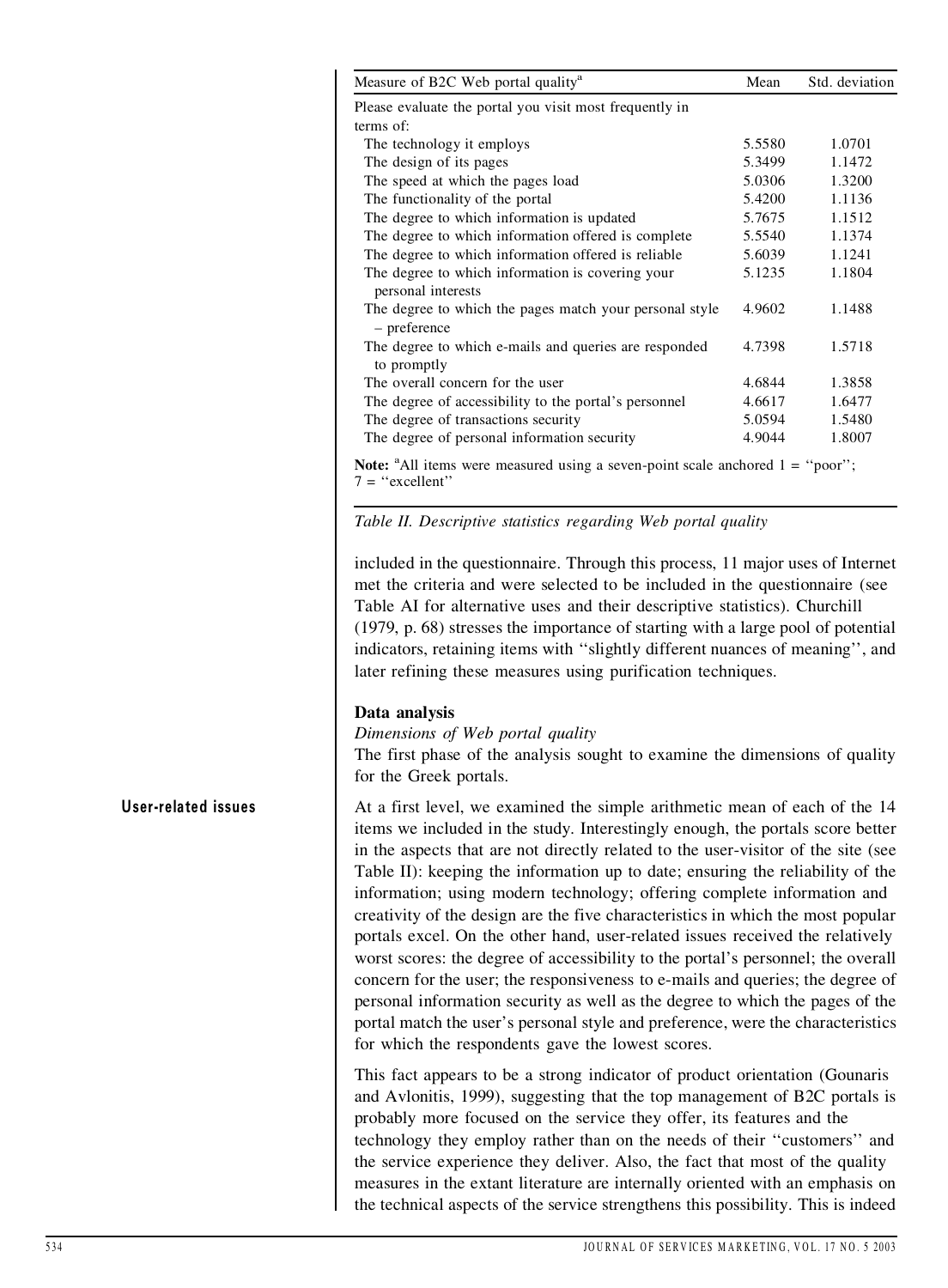| Measure of B2C Web portal quality[a] | Mean | Std. deviation |
| --- | --- | --- |
| Please evaluate the portal you visit most frequently in terms of: | | |
| The technology it employs | 5.5580 | 1.0701 |
| The design of its pages | 5.3499 | 1.1472 |
| The speed at which the pages load | 5.0306 | 1.3200 |
| The functionality of the portal | 5.4200 | 1.1136 |
| The degree to which information is updated | 5.7675 | 1.1512 |
| The degree to which information offered is complete | 5.5540 | 1.1374 |
| The degree to which information offered is reliable | 5.6039 | 1.1241 |
| The degree to which information is covering your personal interests | 5.1235 | 1.1804 |
| The degree to which the pages match your personal style – preference | 4.9602 | 1.1488 |
| The degree to which e-mails and queries are responded to promptly | 4.7398 | 1.5718 |
| The overall concern for the user | 4.6844 | 1.3858 |
| The degree of accessibility to the portal's personnel | 4.6617 | 1.6477 |
| The degree of transactions security | 5.0594 | 1.5480 |
| The degree of personal information security | 4.9044 | 1.8007 |

**Note:** [a]All items were measured using a seven-point scale anchored 1 = ''poor''; 7 = ''excellent''

*Table II. Descriptive statistics regarding Web portal quality*

included in the questionnaire. Through this process, 11 major uses of Internet met the criteria and were selected to be included in the questionnaire (see Table AI for alternative uses and their descriptive statistics). Churchill (1979, p. 68) stresses the importance of starting with a large pool of potential indicators, retaining items with ''slightly different nuances of meaning'', and later refining these measures using purification techniques.

## Data analysis

### *Dimensions of Web portal quality*

The first phase of the analysis sought to examine the dimensions of quality for the Greek portals.

**User-related issues**

At a first level, we examined the simple arithmetic mean of each of the 14 items we included in the study. Interestingly enough, the portals score better in the aspects that are not directly related to the user-visitor of the site (see Table II): keeping the information up to date; ensuring the reliability of the information; using modern technology; offering complete information and creativity of the design are the five characteristics in which the most popular portals excel. On the other hand, user-related issues received the relatively worst scores: the degree of accessibility to the portal's personnel; the overall concern for the user; the responsiveness to e-mails and queries; the degree of personal information security as well as the degree to which the pages of the portal match the user's personal style and preference, were the characteristics for which the respondents gave the lowest scores.

This fact appears to be a strong indicator of product orientation (Gounaris and Avlonitis, 1999), suggesting that the top management of B2C portals is probably more focused on the service they offer, its features and the technology they employ rather than on the needs of their ''customers'' and the service experience they deliver. Also, the fact that most of the quality measures in the extant literature are internally oriented with an emphasis on the technical aspects of the service strengthens this possibility. This is indeed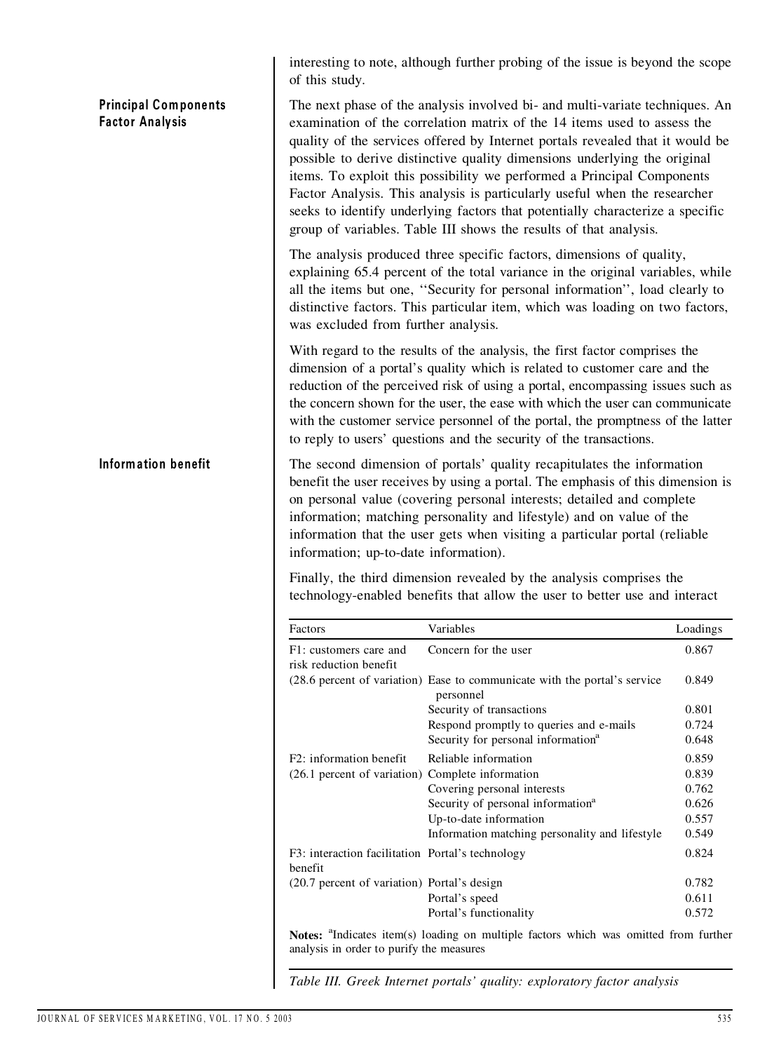interesting to note, although further probing of the issue is beyond the scope of this study.

### Principal Components Factor Analysis

The next phase of the analysis involved bi- and multi-variate techniques. An examination of the correlation matrix of the 14 items used to assess the quality of the services offered by Internet portals revealed that it would be possible to derive distinctive quality dimensions underlying the original items. To exploit this possibility we performed a Principal Components Factor Analysis. This analysis is particularly useful when the researcher seeks to identify underlying factors that potentially characterize a specific group of variables. Table III shows the results of that analysis.

The analysis produced three specific factors, dimensions of quality, explaining 65.4 percent of the total variance in the original variables, while all the items but one, ''Security for personal information'', load clearly to distinctive factors. This particular item, which was loading on two factors, was excluded from further analysis.

With regard to the results of the analysis, the first factor comprises the dimension of a portal's quality which is related to customer care and the reduction of the perceived risk of using a portal, encompassing issues such as the concern shown for the user, the ease with which the user can communicate with the customer service personnel of the portal, the promptness of the latter to reply to users' questions and the security of the transactions.

### Information benefit

The second dimension of portals' quality recapitulates the information benefit the user receives by using a portal. The emphasis of this dimension is on personal value (covering personal interests; detailed and complete information; matching personality and lifestyle) and on value of the information that the user gets when visiting a particular portal (reliable information; up-to-date information).

Finally, the third dimension revealed by the analysis comprises the technology-enabled benefits that allow the user to better use and interact

| Factors | Variables | Loadings |
|---|---|---|
| F1: customers care and risk reduction benefit | Concern for the user | 0.867 |
| (28.6 percent of variation) | Ease to communicate with the portal's service personnel | 0.849 |
| | Security of transactions | 0.801 |
| | Respond promptly to queries and e-mails | 0.724 |
| | Security for personal information[a] | 0.648 |
| F2: information benefit | Reliable information | 0.859 |
| (26.1 percent of variation) | Complete information | 0.839 |
| | Covering personal interests | 0.762 |
| | Security of personal information[a] | 0.626 |
| | Up-to-date information | 0.557 |
| | Information matching personality and lifestyle | 0.549 |
| F3: interaction facilitation benefit | Portal's technology | 0.824 |
| (20.7 percent of variation) | Portal's design | 0.782 |
| | Portal's speed | 0.611 |
| | Portal's functionality | 0.572 |

**Notes:** [a]Indicates item(s) loading on multiple factors which was omitted from further analysis in order to purify the measures

*Table III. Greek Internet portals' quality: exploratory factor analysis*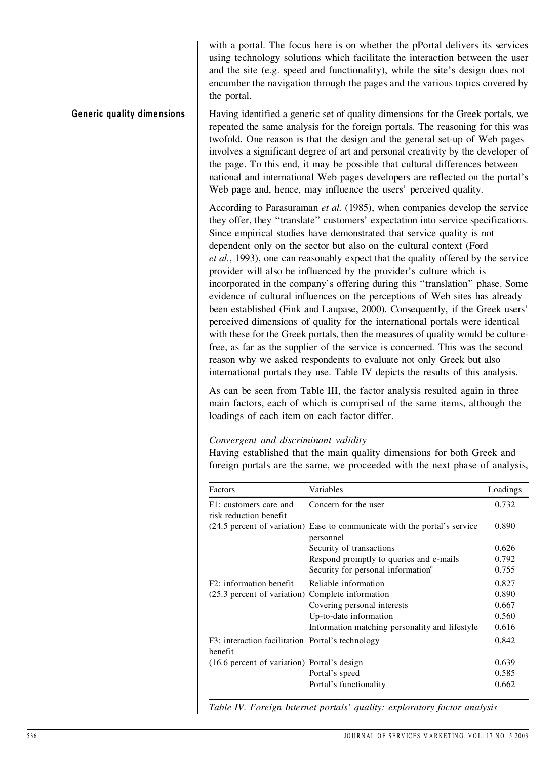with a portal. The focus here is on whether the pPortal delivers its services using technology solutions which facilitate the interaction between the user and the site (e.g. speed and functionality), while the site's design does not encumber the navigation through the pages and the various topics covered by the portal.

## Generic quality dimensions

Having identified a generic set of quality dimensions for the Greek portals, we repeated the same analysis for the foreign portals. The reasoning for this was twofold. One reason is that the design and the general set-up of Web pages involves a significant degree of art and personal creativity by the developer of the page. To this end, it may be possible that cultural differences between national and international Web pages developers are reflected on the portal's Web page and, hence, may influence the users' perceived quality.

According to Parasuraman *et al.* (1985), when companies develop the service they offer, they "translate" customers' expectation into service specifications. Since empirical studies have demonstrated that service quality is not dependent only on the sector but also on the cultural context (Ford *et al.*, 1993), one can reasonably expect that the quality offered by the service provider will also be influenced by the provider's culture which is incorporated in the company's offering during this "translation" phase. Some evidence of cultural influences on the perceptions of Web sites has already been established (Fink and Laupase, 2000). Consequently, if the Greek users' perceived dimensions of quality for the international portals were identical with these for the Greek portals, then the measures of quality would be culture-free, as far as the supplier of the service is concerned. This was the second reason why we asked respondents to evaluate not only Greek but also international portals they use. Table IV depicts the results of this analysis.

As can be seen from Table III, the factor analysis resulted again in three main factors, each of which is comprised of the same items, although the loadings of each item on each factor differ.

### *Convergent and discriminant validity*

Having established that the main quality dimensions for both Greek and foreign portals are the same, we proceeded with the next phase of analysis,

| Factors | Variables | Loadings |
|---|---|---|
| F1: customers care and risk reduction benefit | Concern for the user | 0.732 |
| (24.5 percent of variation) | Ease to communicate with the portal's service personnel | 0.890 |
| | Security of transactions | 0.626 |
| | Respond promptly to queries and e-mails | 0.792 |
| | Security for personal information[a] | 0.755 |
| F2: information benefit | Reliable information | 0.827 |
| (25.3 percent of variation) | Complete information | 0.890 |
| | Covering personal interests | 0.667 |
| | Up-to-date information | 0.560 |
| | Information matching personality and lifestyle | 0.616 |
| F3: interaction facilitation benefit | Portal's technology | 0.842 |
| (16.6 percent of variation) | Portal's design | 0.639 |
| | Portal's speed | 0.585 |
| | Portal's functionality | 0.662 |

*Table IV. Foreign Internet portals' quality: exploratory factor analysis*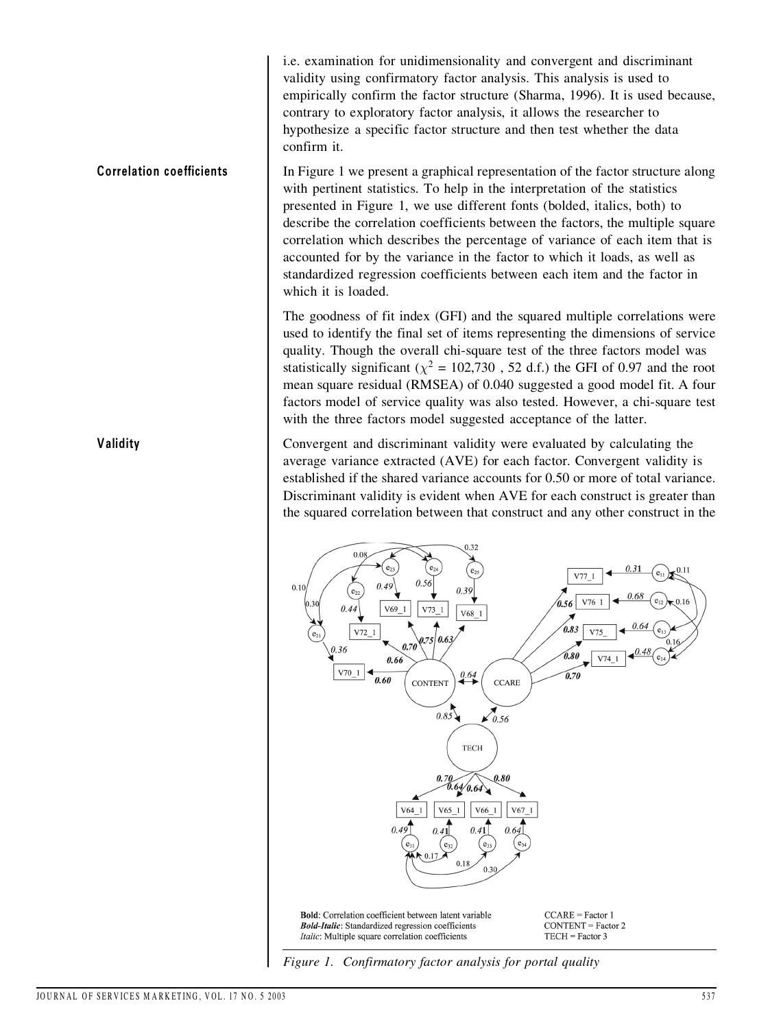i.e. examination for unidimensionality and convergent and discriminant validity using confirmatory factor analysis. This analysis is used to empirically confirm the factor structure (Sharma, 1996). It is used because, contrary to exploratory factor analysis, it allows the researcher to hypothesize a specific factor structure and then test whether the data confirm it.

## Correlation coefficients

In Figure 1 we present a graphical representation of the factor structure along with pertinent statistics. To help in the interpretation of the statistics presented in Figure 1, we use different fonts (bolded, italics, both) to describe the correlation coefficients between the factors, the multiple square correlation which describes the percentage of variance of each item that is accounted for by the variance in the factor to which it loads, as well as standardized regression coefficients between each item and the factor in which it is loaded.

The goodness of fit index (GFI) and the squared multiple correlations were used to identify the final set of items representing the dimensions of service quality. Though the overall chi-square test of the three factors model was statistically significant ($\chi^2$ = 102,730 , 52 d.f.) the GFI of 0.97 and the root mean square residual (RMSEA) of 0.040 suggested a good model fit. A four factors model of service quality was also tested. However, a chi-square test with the three factors model suggested acceptance of the latter.

## Validity

Convergent and discriminant validity were evaluated by calculating the average variance extracted (AVE) for each factor. Convergent validity is established if the shared variance accounts for 0.50 or more of total variance. Discriminant validity is evident when AVE for each construct is greater than the squared correlation between that construct and any other construct in the

**Bold**: Correlation coefficient between latent variable
***Bold-Italic***: Standardized regression coefficients
*Italic*: Multiple square correlation coefficients

CCARE = Factor 1
CONTENT = Factor 2
TECH = Factor 3

*Figure 1. Confirmatory factor analysis for portal quality*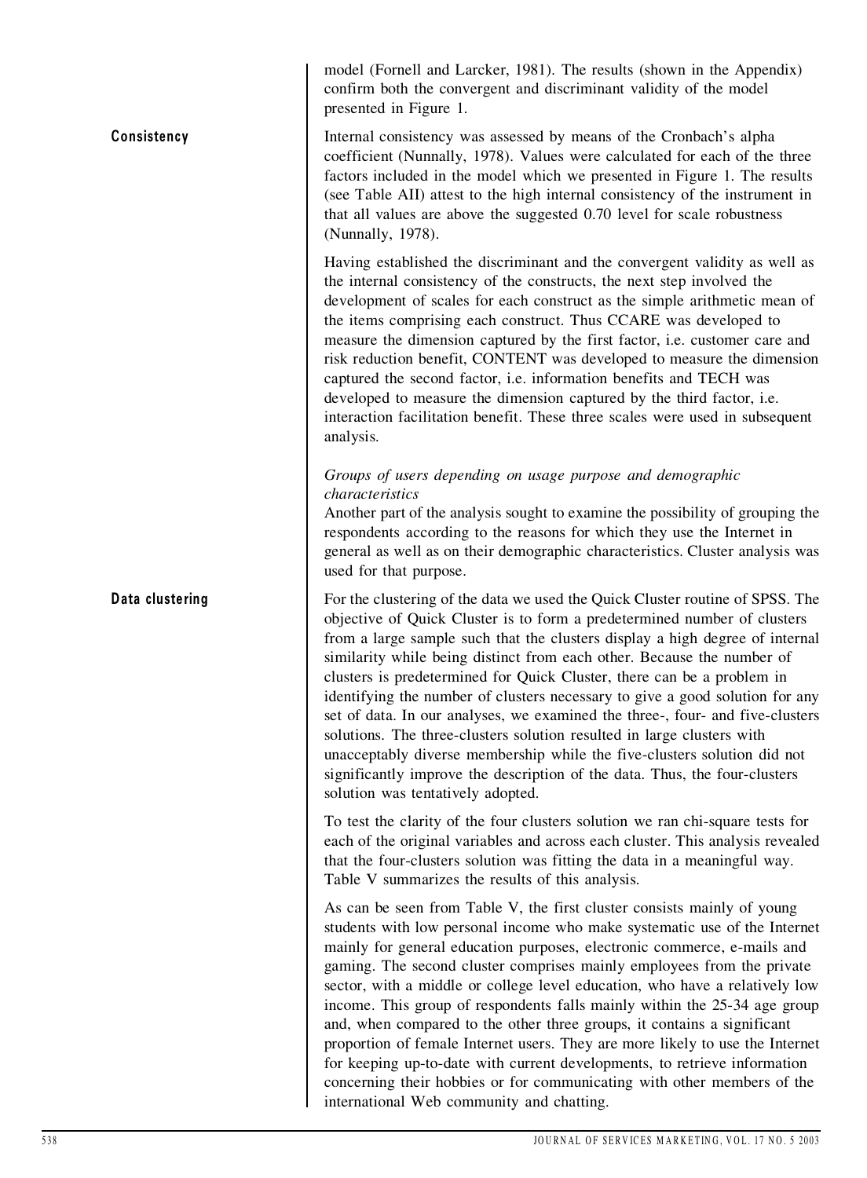model (Fornell and Larcker, 1981). The results (shown in the Appendix) confirm both the convergent and discriminant validity of the model presented in Figure 1.

**Consistency**

Internal consistency was assessed by means of the Cronbach's alpha coefficient (Nunnally, 1978). Values were calculated for each of the three factors included in the model which we presented in Figure 1. The results (see Table AII) attest to the high internal consistency of the instrument in that all values are above the suggested 0.70 level for scale robustness (Nunnally, 1978).

Having established the discriminant and the convergent validity as well as the internal consistency of the constructs, the next step involved the development of scales for each construct as the simple arithmetic mean of the items comprising each construct. Thus CCARE was developed to measure the dimension captured by the first factor, i.e. customer care and risk reduction benefit, CONTENT was developed to measure the dimension captured the second factor, i.e. information benefits and TECH was developed to measure the dimension captured by the third factor, i.e. interaction facilitation benefit. These three scales were used in subsequent analysis.

*Groups of users depending on usage purpose and demographic characteristics*

Another part of the analysis sought to examine the possibility of grouping the respondents according to the reasons for which they use the Internet in general as well as on their demographic characteristics. Cluster analysis was used for that purpose.

**Data clustering**

For the clustering of the data we used the Quick Cluster routine of SPSS. The objective of Quick Cluster is to form a predetermined number of clusters from a large sample such that the clusters display a high degree of internal similarity while being distinct from each other. Because the number of clusters is predetermined for Quick Cluster, there can be a problem in identifying the number of clusters necessary to give a good solution for any set of data. In our analyses, we examined the three-, four- and five-clusters solutions. The three-clusters solution resulted in large clusters with unacceptably diverse membership while the five-clusters solution did not significantly improve the description of the data. Thus, the four-clusters solution was tentatively adopted.

To test the clarity of the four clusters solution we ran chi-square tests for each of the original variables and across each cluster. This analysis revealed that the four-clusters solution was fitting the data in a meaningful way. Table V summarizes the results of this analysis.

As can be seen from Table V, the first cluster consists mainly of young students with low personal income who make systematic use of the Internet mainly for general education purposes, electronic commerce, e-mails and gaming. The second cluster comprises mainly employees from the private sector, with a middle or college level education, who have a relatively low income. This group of respondents falls mainly within the 25-34 age group and, when compared to the other three groups, it contains a significant proportion of female Internet users. They are more likely to use the Internet for keeping up-to-date with current developments, to retrieve information concerning their hobbies or for communicating with other members of the international Web community and chatting.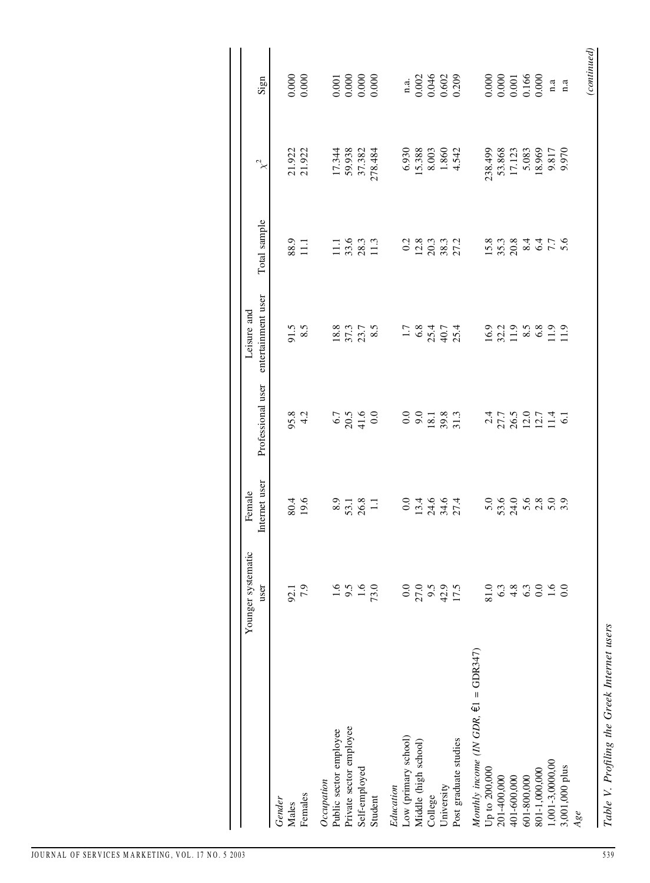Table V. Profiling the Greek Internet users

| | Younger systematic user | Female Internet user | Professional user | Leisure and entertainment user | Total sample | $\chi^2$ | Sign |
|---|---|---|---|---|---|---|---|
| *Gender* | | | | | | | |
| Males | 92.1 | 80.4 | 95.8 | 91.5 | 88.9 | 21.922 | 0.000 |
| Females | 7.9 | 19.6 | 4.2 | 8.5 | 11.1 | 21.922 | 0.000 |
| *Occupation* | | | | | | | |
| Public sector employee | 1.6 | 8.9 | 6.7 | 18.8 | 11.1 | 17.344 | 0.001 |
| Private sector employee | 9.5 | 53.1 | 20.5 | 37.3 | 33.6 | 59.938 | 0.000 |
| Self-employed | 1.6 | 26.8 | 41.6 | 23.7 | 28.3 | 37.382 | 0.000 |
| Student | 73.0 | 1.1 | 0.0 | 8.5 | 11.3 | 278.484 | 0.000 |
| *Education* | | | | | | | |
| Low (primary school) | 0.0 | 0.0 | 0.0 | 1.7 | 0.2 | 6.930 | n.a. |
| Middle (high school) | 27.0 | 13.4 | 9.0 | 6.8 | 12.8 | 15.388 | 0.002 |
| College | 9.5 | 24.6 | 18.1 | 25.4 | 20.3 | 8.003 | 0.046 |
| University | 42.9 | 34.6 | 39.8 | 40.7 | 38.3 | 1.860 | 0.602 |
| Post graduate studies | 17.5 | 27.4 | 31.3 | 25.4 | 27.2 | 4.542 | 0.209 |
| *Monthly income (IN GDR, €1 = GDR347)* | | | | | | | |
| Up to 200,000 | 81.0 | 5.0 | 2.4 | 16.9 | 15.8 | 238.499 | 0.000 |
| 201-400,000 | 6.3 | 53.6 | 27.7 | 32.2 | 35.3 | 53.868 | 0.000 |
| 401-600,000 | 4.8 | 24.0 | 26.5 | 11.9 | 20.8 | 17.123 | 0.001 |
| 601-800,000 | 6.3 | 5.6 | 12.0 | 8.5 | 8.4 | 5.083 | 0.166 |
| 801-1,000,000 | 0.0 | 2.8 | 12.7 | 6.8 | 6.4 | 18.969 | 0.000 |
| 1,001-3,0000,00 | 1.6 | 5.0 | 11.4 | 11.9 | 7.7 | 9.817 | n.a |
| 3,001,000 plus | 0.0 | 3.9 | 6.1 | 11.9 | 5.6 | 9.970 | n.a |
| *Age* | | | | | | | |

*(continued)*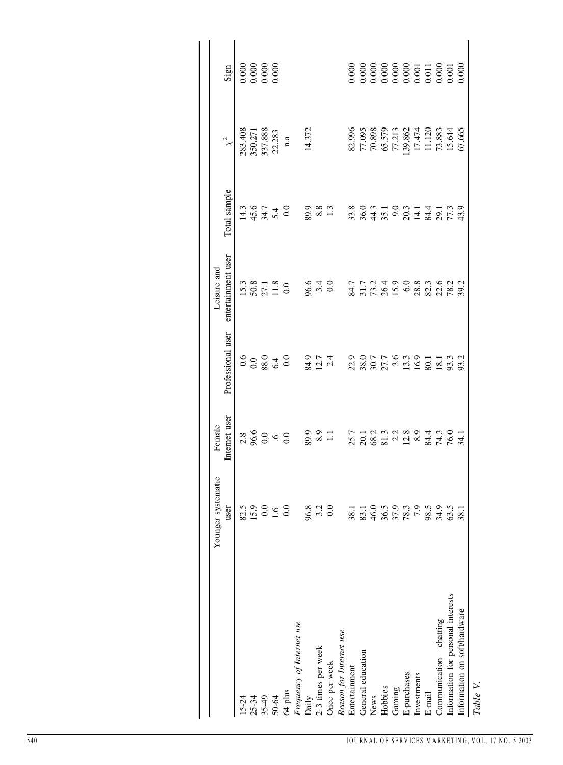|  | Younger systematic user | Female Internet user | Professional user | Leisure and entertainment user | Total sample | $\chi^2$ | Sign |
|---|---|---|---|---|---|---|---|
| 15-24 | 82.5 | 2.8 | 0.6 | 15.3 | 14.3 | 283.408 | 0.000 |
| 25-34 | 15.9 | 96.6 | 0.0 | 50.8 | 45.6 | 350.271 | 0.000 |
| 35-49 | 0.0 | 0,0 | 88.0 | 27.1 | 34.7 | 337.888 | 0.000 |
| 50-64 | 1.6 | .6 | 6.4 | 11.8 | 5.4 | 22.283 | 0.000 |
| 64 plus | 0.0 | 0.0 | 0.0 | 0.0 | 0.0 | n.a |  |
| *Frequency of Internet use* |  |  |  |  |  |  |  |
| Daily | 96.8 | 89.9 | 84.9 | 96.6 | 89.9 | 14.372 |  |
| 2-3 times per week | 3.2 | 8.9 | 12.7 | 3.4 | 8.8 |  |  |
| Once per week | 0.0 | 1.1 | 2.4 | 0.0 | 1.3 |  |  |
| *Reason for Internet use* |  |  |  |  |  |  |  |
| Entertainment | 38.1 | 25.7 | 22.9 | 84.7 | 33.8 | 82.996 | 0.000 |
| General education | 83.1 | 20.1 | 38.0 | 31.7 | 36.0 | 77.095 | 0.000 |
| News | 46.0 | 68.2 | 30.7 | 73.2 | 44.3 | 70.898 | 0.000 |
| Hobbies | 36.5 | 81.3 | 27.7 | 26.4 | 35.1 | 65.579 | 0.000 |
| Gaming | 37.9 | 2.2 | 3.6 | 15.9 | 9.0 | 77.213 | 0.000 |
| E-purchases | 78.3 | 12.8 | 13.3 | 6.0 | 20.3 | 139.862 | 0.000 |
| Investments | 7.9 | 8.9 | 16.9 | 28.8 | 14.1 | 17.474 | 0.001 |
| E-mail | 98.5 | 84.4 | 80.1 | 82.3 | 84.4 | 11.120 | 0.011 |
| Communication – chatting | 34.9 | 74.3 | 18.1 | 22.6 | 29.1 | 73.883 | 0.000 |
| Information for personal interests | 63.5 | 76.0 | 93.3 | 78.2 | 77.3 | 15.644 | 0.001 |
| Information on soft/hardware | 38.1 | 34.1 | 93.2 | 39.2 | 43.9 | 67.665 | 0.000 |

*Table V.*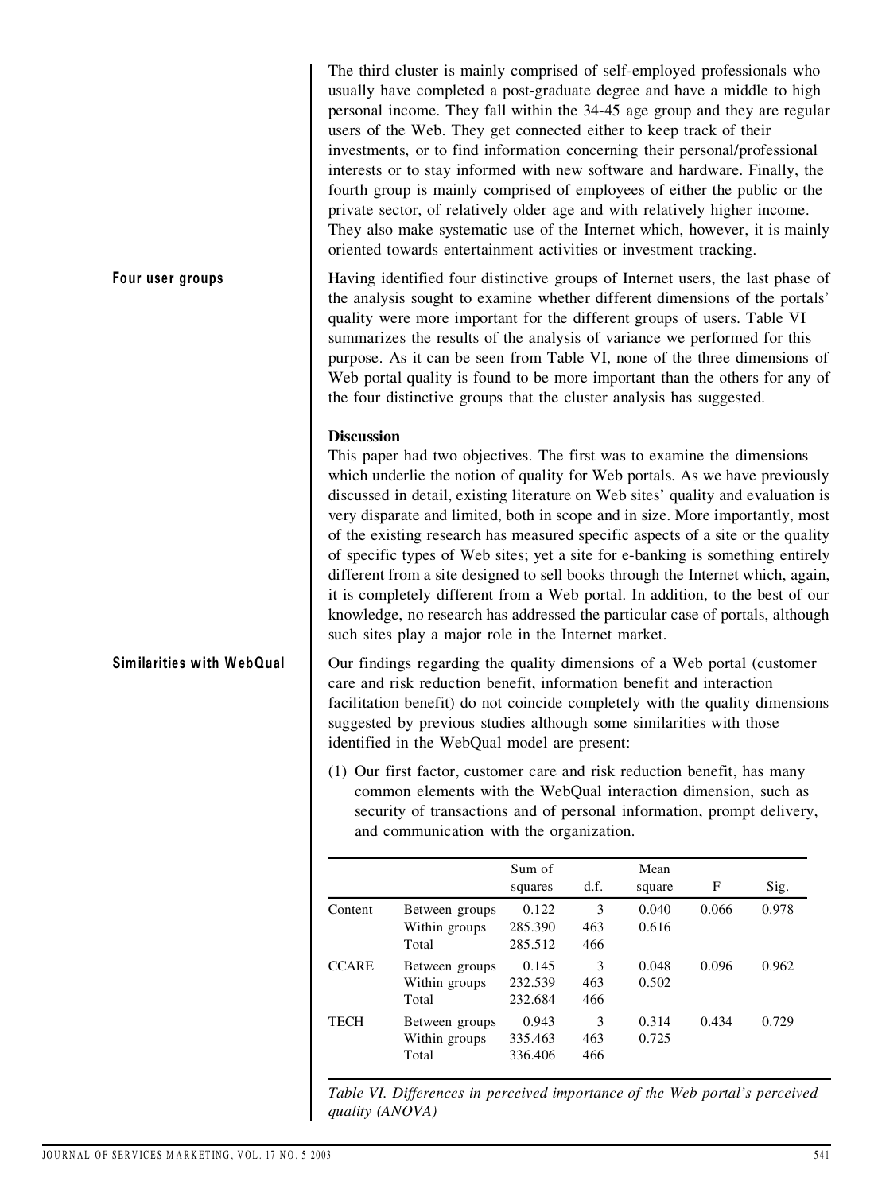The third cluster is mainly comprised of self-employed professionals who usually have completed a post-graduate degree and have a middle to high personal income. They fall within the 34-45 age group and they are regular users of the Web. They get connected either to keep track of their investments, or to find information concerning their personal/professional interests or to stay informed with new software and hardware. Finally, the fourth group is mainly comprised of employees of either the public or the private sector, of relatively older age and with relatively higher income. They also make systematic use of the Internet which, however, it is mainly oriented towards entertainment activities or investment tracking.

**Four user groups**

Having identified four distinctive groups of Internet users, the last phase of the analysis sought to examine whether different dimensions of the portals' quality were more important for the different groups of users. Table VI summarizes the results of the analysis of variance we performed for this purpose. As it can be seen from Table VI, none of the three dimensions of Web portal quality is found to be more important than the others for any of the four distinctive groups that the cluster analysis has suggested.

## Discussion

This paper had two objectives. The first was to examine the dimensions which underlie the notion of quality for Web portals. As we have previously discussed in detail, existing literature on Web sites' quality and evaluation is very disparate and limited, both in scope and in size. More importantly, most of the existing research has measured specific aspects of a site or the quality of specific types of Web sites; yet a site for e-banking is something entirely different from a site designed to sell books through the Internet which, again, it is completely different from a Web portal. In addition, to the best of our knowledge, no research has addressed the particular case of portals, although such sites play a major role in the Internet market.

**Similarities with WebQual**

Our findings regarding the quality dimensions of a Web portal (customer care and risk reduction benefit, information benefit and interaction facilitation benefit) do not coincide completely with the quality dimensions suggested by previous studies although some similarities with those identified in the WebQual model are present:

(1) Our first factor, customer care and risk reduction benefit, has many common elements with the WebQual interaction dimension, such as security of transactions and of personal information, prompt delivery, and communication with the organization.

| | | Sum of squares | d.f. | Mean square | F | Sig. |
|---|---|---|---|---|---|---|
| Content | Between groups | 0.122 | 3 | 0.040 | 0.066 | 0.978 |
| | Within groups | 285.390 | 463 | 0.616 | | |
| | Total | 285.512 | 466 | | | |
| CCARE | Between groups | 0.145 | 3 | 0.048 | 0.096 | 0.962 |
| | Within groups | 232.539 | 463 | 0.502 | | |
| | Total | 232.684 | 466 | | | |
| TECH | Between groups | 0.943 | 3 | 0.314 | 0.434 | 0.729 |
| | Within groups | 335.463 | 463 | 0.725 | | |
| | Total | 336.406 | 466 | | | |

*Table VI. Differences in perceived importance of the Web portal's perceived quality (ANOVA)*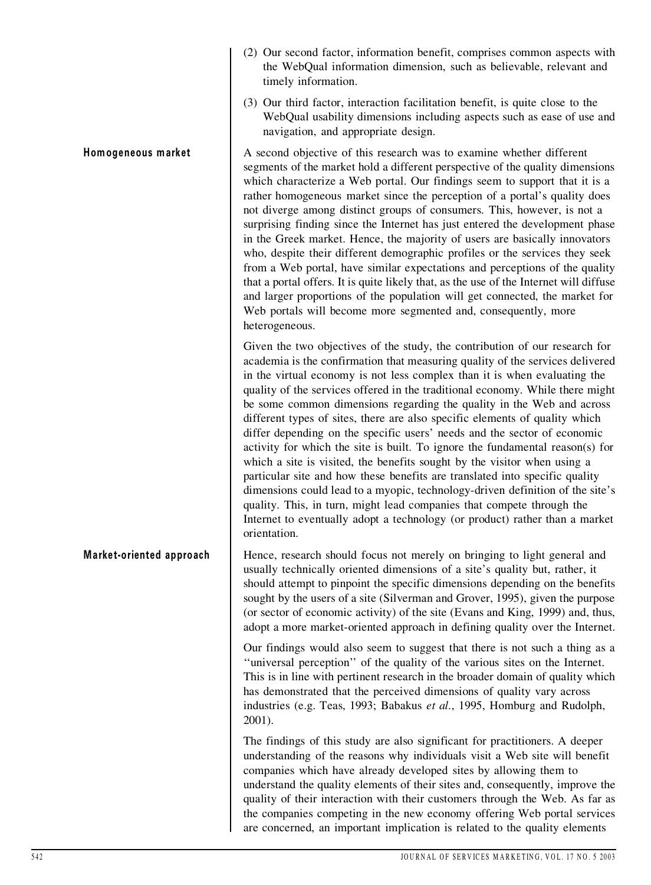(2) Our second factor, information benefit, comprises common aspects with the WebQual information dimension, such as believable, relevant and timely information.

(3) Our third factor, interaction facilitation benefit, is quite close to the WebQual usability dimensions including aspects such as ease of use and navigation, and appropriate design.

**Homogeneous market**

A second objective of this research was to examine whether different segments of the market hold a different perspective of the quality dimensions which characterize a Web portal. Our findings seem to support that it is a rather homogeneous market since the perception of a portal's quality does not diverge among distinct groups of consumers. This, however, is not a surprising finding since the Internet has just entered the development phase in the Greek market. Hence, the majority of users are basically innovators who, despite their different demographic profiles or the services they seek from a Web portal, have similar expectations and perceptions of the quality that a portal offers. It is quite likely that, as the use of the Internet will diffuse and larger proportions of the population will get connected, the market for Web portals will become more segmented and, consequently, more heterogeneous.

Given the two objectives of the study, the contribution of our research for academia is the confirmation that measuring quality of the services delivered in the virtual economy is not less complex than it is when evaluating the quality of the services offered in the traditional economy. While there might be some common dimensions regarding the quality in the Web and across different types of sites, there are also specific elements of quality which differ depending on the specific users' needs and the sector of economic activity for which the site is built. To ignore the fundamental reason(s) for which a site is visited, the benefits sought by the visitor when using a particular site and how these benefits are translated into specific quality dimensions could lead to a myopic, technology-driven definition of the site's quality. This, in turn, might lead companies that compete through the Internet to eventually adopt a technology (or product) rather than a market orientation.

**Market-oriented approach**

Hence, research should focus not merely on bringing to light general and usually technically oriented dimensions of a site's quality but, rather, it should attempt to pinpoint the specific dimensions depending on the benefits sought by the users of a site (Silverman and Grover, 1995), given the purpose (or sector of economic activity) of the site (Evans and King, 1999) and, thus, adopt a more market-oriented approach in defining quality over the Internet.

Our findings would also seem to suggest that there is not such a thing as a "universal perception" of the quality of the various sites on the Internet. This is in line with pertinent research in the broader domain of quality which has demonstrated that the perceived dimensions of quality vary across industries (e.g. Teas, 1993; Babakus *et al.*, 1995, Homburg and Rudolph, 2001).

The findings of this study are also significant for practitioners. A deeper understanding of the reasons why individuals visit a Web site will benefit companies which have already developed sites by allowing them to understand the quality elements of their sites and, consequently, improve the quality of their interaction with their customers through the Web. As far as the companies competing in the new economy offering Web portal services are concerned, an important implication is related to the quality elements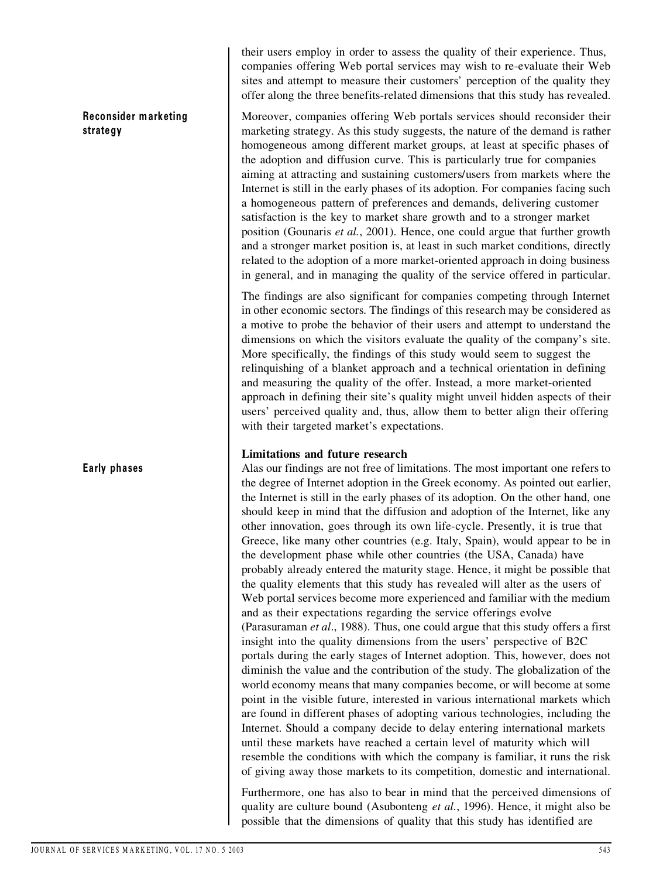their users employ in order to assess the quality of their experience. Thus, companies offering Web portal services may wish to re-evaluate their Web sites and attempt to measure their customers' perception of the quality they offer along the three benefits-related dimensions that this study has revealed.

**Reconsider marketing strategy**

Moreover, companies offering Web portals services should reconsider their marketing strategy. As this study suggests, the nature of the demand is rather homogeneous among different market groups, at least at specific phases of the adoption and diffusion curve. This is particularly true for companies aiming at attracting and sustaining customers/users from markets where the Internet is still in the early phases of its adoption. For companies facing such a homogeneous pattern of preferences and demands, delivering customer satisfaction is the key to market share growth and to a stronger market position (Gounaris *et al.*, 2001). Hence, one could argue that further growth and a stronger market position is, at least in such market conditions, directly related to the adoption of a more market-oriented approach in doing business in general, and in managing the quality of the service offered in particular.

The findings are also significant for companies competing through Internet in other economic sectors. The findings of this research may be considered as a motive to probe the behavior of their users and attempt to understand the dimensions on which the visitors evaluate the quality of the company's site. More specifically, the findings of this study would seem to suggest the relinquishing of a blanket approach and a technical orientation in defining and measuring the quality of the offer. Instead, a more market-oriented approach in defining their site's quality might unveil hidden aspects of their users' perceived quality and, thus, allow them to better align their offering with their targeted market's expectations.

## Limitations and future research

**Early phases**

Alas our findings are not free of limitations. The most important one refers to the degree of Internet adoption in the Greek economy. As pointed out earlier, the Internet is still in the early phases of its adoption. On the other hand, one should keep in mind that the diffusion and adoption of the Internet, like any other innovation, goes through its own life-cycle. Presently, it is true that Greece, like many other countries (e.g. Italy, Spain), would appear to be in the development phase while other countries (the USA, Canada) have probably already entered the maturity stage. Hence, it might be possible that the quality elements that this study has revealed will alter as the users of Web portal services become more experienced and familiar with the medium and as their expectations regarding the service offerings evolve (Parasuraman *et al*., 1988). Thus, one could argue that this study offers a first insight into the quality dimensions from the users' perspective of B2C portals during the early stages of Internet adoption. This, however, does not diminish the value and the contribution of the study. The globalization of the world economy means that many companies become, or will become at some point in the visible future, interested in various international markets which are found in different phases of adopting various technologies, including the Internet. Should a company decide to delay entering international markets until these markets have reached a certain level of maturity which will resemble the conditions with which the company is familiar, it runs the risk of giving away those markets to its competition, domestic and international.

Furthermore, one has also to bear in mind that the perceived dimensions of quality are culture bound (Asubonteng *et al.*, 1996). Hence, it might also be possible that the dimensions of quality that this study has identified are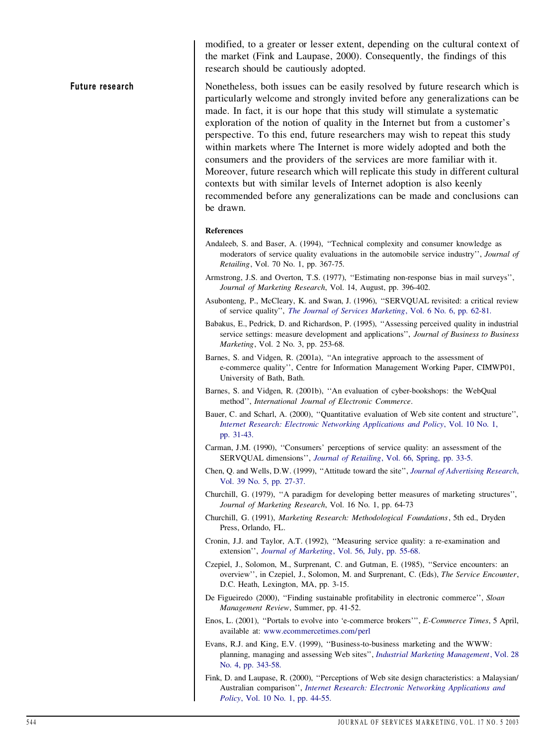modified, to a greater or lesser extent, depending on the cultural context of the market (Fink and Laupase, 2000). Consequently, the findings of this research should be cautiously adopted.

## Future research

Nonetheless, both issues can be easily resolved by future research which is particularly welcome and strongly invited before any generalizations can be made. In fact, it is our hope that this study will stimulate a systematic exploration of the notion of quality in the Internet but from a customer's perspective. To this end, future researchers may wish to repeat this study within markets where The Internet is more widely adopted and both the consumers and the providers of the services are more familiar with it. Moreover, future research which will replicate this study in different cultural contexts but with similar levels of Internet adoption is also keenly recommended before any generalizations can be made and conclusions can be drawn.

### References

Andaleeb, S. and Baser, A. (1994), ''Technical complexity and consumer knowledge as moderators of service quality evaluations in the automobile service industry'', *Journal of Retailing*, Vol. 70 No. 1, pp. 367-75.

Armstrong, J.S. and Overton, T.S. (1977), ''Estimating non-response bias in mail surveys'', *Journal of Marketing Research*, Vol. 14, August, pp. 396-402.

Asubonteng, P., McCleary, K. and Swan, J. (1996), ''SERVQUAL revisited: a critical review of service quality'', *The Journal of Services Marketing*, Vol. 6 No. 6, pp. 62-81.

Babakus, E., Pedrick, D. and Richardson, P. (1995), ''Assessing perceived quality in industrial service settings: measure development and applications'', *Journal of Business to Business Marketing*, Vol. 2 No. 3, pp. 253-68.

Barnes, S. and Vidgen, R. (2001a), ''An integrative approach to the assessment of e-commerce quality'', Centre for Information Management Working Paper, CIMWP01, University of Bath, Bath.

Barnes, S. and Vidgen, R. (2001b), ''An evaluation of cyber-bookshops: the WebQual method'', *International Journal of Electronic Commerce*.

Bauer, C. and Scharl, A. (2000), ''Quantitative evaluation of Web site content and structure'', *Internet Research: Electronic Networking Applications and Policy*, Vol. 10 No. 1, pp. 31-43.

Carman, J.M. (1990), ''Consumers' perceptions of service quality: an assessment of the SERVQUAL dimensions'', *Journal of Retailing*, Vol. 66, Spring, pp. 33-5.

Chen, Q. and Wells, D.W. (1999), ''Attitude toward the site'', *Journal of Advertising Research*, Vol. 39 No. 5, pp. 27-37.

Churchill, G. (1979), ''A paradigm for developing better measures of marketing structures'', *Journal of Marketing Research*, Vol. 16 No. 1, pp. 64-73

Churchill, G. (1991), *Marketing Research: Methodological Foundations*, 5th ed., Dryden Press, Orlando, FL.

Cronin, J.J. and Taylor, A.T. (1992), ''Measuring service quality: a re-examination and extension'', *Journal of Marketing*, Vol. 56, July, pp. 55-68.

Czepiel, J., Solomon, M., Surprenant, C. and Gutman, E. (1985), ''Service encounters: an overview'', in Czepiel, J., Solomon, M. and Surprenant, C. (Eds), *The Service Encounter*, D.C. Heath, Lexington, MA, pp. 3-15.

De Figueiredo (2000), ''Finding sustainable profitability in electronic commerce'', *Sloan Management Review*, Summer, pp. 41-52.

Enos, L. (2001), ''Portals to evolve into 'e-commerce brokers''', *E-Commerce Times*, 5 April, available at: www.ecommercetimes.com/perl

Evans, R.J. and King, E.V. (1999), ''Business-to-business marketing and the WWW: planning, managing and assessing Web sites'', *Industrial Marketing Management*, Vol. 28 No. 4, pp. 343-58.

Fink, D. and Laupase, R. (2000), ''Perceptions of Web site design characteristics: a Malaysian/Australian comparison'', *Internet Research: Electronic Networking Applications and Policy*, Vol. 10 No. 1, pp. 44-55.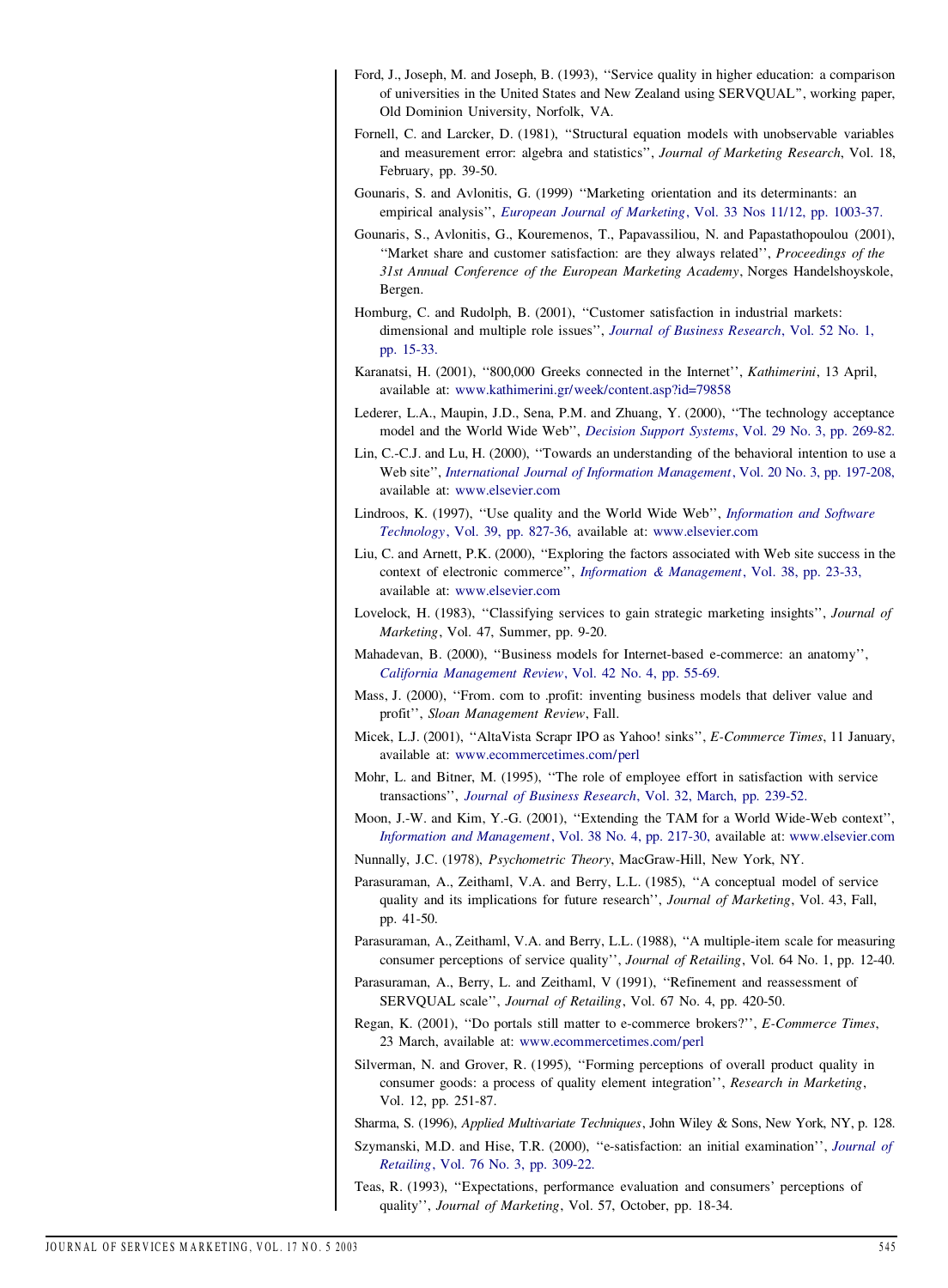Ford, J., Joseph, M. and Joseph, B. (1993), ''Service quality in higher education: a comparison of universities in the United States and New Zealand using SERVQUAL'', working paper, Old Dominion University, Norfolk, VA.

Fornell, C. and Larcker, D. (1981), ''Structural equation models with unobservable variables and measurement error: algebra and statistics'', *Journal of Marketing Research*, Vol. 18, February, pp. 39-50.

Gounaris, S. and Avlonitis, G. (1999) ''Marketing orientation and its determinants: an empirical analysis'', *European Journal of Marketing*, Vol. 33 Nos 11/12, pp. 1003-37.

Gounaris, S., Avlonitis, G., Kouremenos, T., Papavassiliou, N. and Papastathopoulou (2001), ''Market share and customer satisfaction: are they always related'', *Proceedings of the 31st Annual Conference of the European Marketing Academy*, Norges Handelshoyskole, Bergen.

Homburg, C. and Rudolph, B. (2001), ''Customer satisfaction in industrial markets: dimensional and multiple role issues'', *Journal of Business Research*, Vol. 52 No. 1, pp. 15-33.

Karanatsi, H. (2001), ''800,000 Greeks connected in the Internet'', *Kathimerini*, 13 April, available at: www.kathimerini.gr/week/content.asp?id=79858

Lederer, L.A., Maupin, J.D., Sena, P.M. and Zhuang, Y. (2000), ''The technology acceptance model and the World Wide Web'', *Decision Support Systems*, Vol. 29 No. 3, pp. 269-82.

Lin, C.-C.J. and Lu, H. (2000), ''Towards an understanding of the behavioral intention to use a Web site'', *International Journal of Information Management*, Vol. 20 No. 3, pp. 197-208, available at: www.elsevier.com

Lindroos, K. (1997), ''Use quality and the World Wide Web'', *Information and Software Technology*, Vol. 39, pp. 827-36, available at: www.elsevier.com

Liu, C. and Arnett, P.K. (2000), ''Exploring the factors associated with Web site success in the context of electronic commerce'', *Information & Management*, Vol. 38, pp. 23-33, available at: www.elsevier.com

Lovelock, H. (1983), ''Classifying services to gain strategic marketing insights'', *Journal of Marketing*, Vol. 47, Summer, pp. 9-20.

Mahadevan, B. (2000), ''Business models for Internet-based e-commerce: an anatomy'', *California Management Review*, Vol. 42 No. 4, pp. 55-69.

Mass, J. (2000), ''From. com to .profit: inventing business models that deliver value and profit'', *Sloan Management Review*, Fall.

Micek, L.J. (2001), ''AltaVista Scrapr IPO as Yahoo! sinks'', *E-Commerce Times*, 11 January, available at: www.ecommercetimes.com/perl

Mohr, L. and Bitner, M. (1995), ''The role of employee effort in satisfaction with service transactions'', *Journal of Business Research*, Vol. 32, March, pp. 239-52.

Moon, J.-W. and Kim, Y.-G. (2001), ''Extending the TAM for a World Wide-Web context'', *Information and Management*, Vol. 38 No. 4, pp. 217-30, available at: www.elsevier.com

Nunnally, J.C. (1978), *Psychometric Theory*, MacGraw-Hill, New York, NY.

Parasuraman, A., Zeithaml, V.A. and Berry, L.L. (1985), ''A conceptual model of service quality and its implications for future research'', *Journal of Marketing*, Vol. 43, Fall, pp. 41-50.

Parasuraman, A., Zeithaml, V.A. and Berry, L.L. (1988), ''A multiple-item scale for measuring consumer perceptions of service quality'', *Journal of Retailing*, Vol. 64 No. 1, pp. 12-40.

Parasuraman, A., Berry, L. and Zeithaml, V (1991), ''Refinement and reassessment of SERVQUAL scale'', *Journal of Retailing*, Vol. 67 No. 4, pp. 420-50.

Regan, K. (2001), ''Do portals still matter to e-commerce brokers?'', *E-Commerce Times*, 23 March, available at: www.ecommercetimes.com/perl

Silverman, N. and Grover, R. (1995), ''Forming perceptions of overall product quality in consumer goods: a process of quality element integration'', *Research in Marketing*, Vol. 12, pp. 251-87.

Sharma, S. (1996), *Applied Multivariate Techniques*, John Wiley & Sons, New York, NY, p. 128.

Szymanski, M.D. and Hise, T.R. (2000), ''e-satisfaction: an initial examination'', *Journal of Retailing*, Vol. 76 No. 3, pp. 309-22.

Teas, R. (1993), ''Expectations, performance evaluation and consumers' perceptions of quality'', *Journal of Marketing*, Vol. 57, October, pp. 18-34.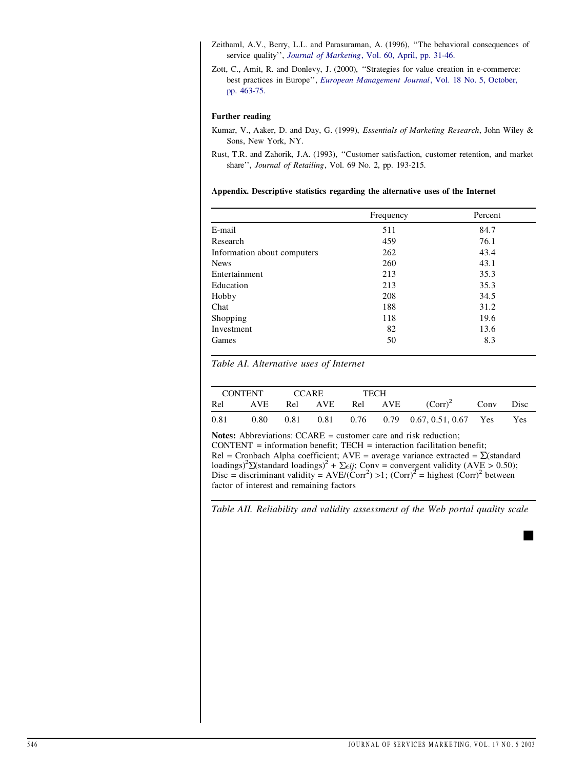Zeithaml, A.V., Berry, L.L. and Parasuraman, A. (1996), ''The behavioral consequences of service quality'', *Journal of Marketing*, Vol. 60, April, pp. 31-46.

Zott, C., Amit, R. and Donlevy, J. (2000), ''Strategies for value creation in e-commerce: best practices in Europe'', *European Management Journal*, Vol. 18 No. 5, October, pp. 463-75.

## Further reading

Kumar, V., Aaker, D. and Day, G. (1999), *Essentials of Marketing Research*, John Wiley & Sons, New York, NY.

Rust, T.R. and Zahorik, J.A. (1993), ''Customer satisfaction, customer retention, and market share'', *Journal of Retailing*, Vol. 69 No. 2, pp. 193-215.

## Appendix. Descriptive statistics regarding the alternative uses of the Internet

| | Frequency | Percent |
|---|---|---|
| E-mail | 511 | 84.7 |
| Research | 459 | 76.1 |
| Information about computers | 262 | 43.4 |
| News | 260 | 43.1 |
| Entertainment | 213 | 35.3 |
| Education | 213 | 35.3 |
| Hobby | 208 | 34.5 |
| Chat | 188 | 31.2 |
| Shopping | 118 | 19.6 |
| Investment | 82 | 13.6 |
| Games | 50 | 8.3 |

*Table AI. Alternative uses of Internet*

| CONTENT | | CCARE | | TECH | | | | |
|---|---|---|---|---|---|---|---|---|
| Rel | AVE | Rel | AVE | Rel | AVE | $(\text{Corr})^2$ | Conv | Disc |
| 0.81 | 0.80 | 0.81 | 0.81 | 0.76 | 0.79 | 0.67, 0.51, 0.67 | Yes | Yes |

**Notes:** Abbreviations: CCARE = customer care and risk reduction; CONTENT = information benefit; TECH = interaction facilitation benefit; Rel = Cronbach Alpha coefficient; AVE = average variance extracted = $\Sigma(\text{standard loadings})^2 \Sigma(\text{standard loadings})^2 + \Sigma \epsilon ij$; Conv = convergent validity (AVE > 0.50); Disc = discriminant validity = $\text{AVE}/(\text{Corr}^2) > 1$; $(\text{Corr})^2$ = highest $(\text{Corr})^2$ between factor of interest and remaining factors

*Table AII. Reliability and validity assessment of the Web portal quality scale*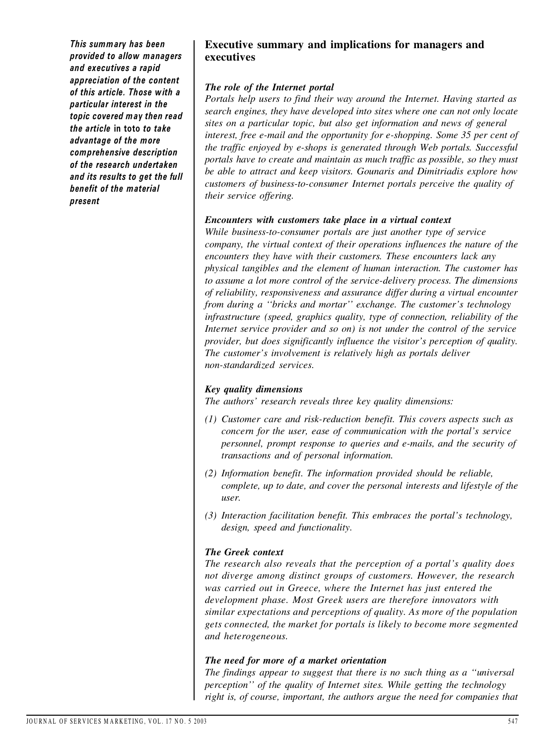*This summary has been provided to allow managers and executives a rapid appreciation of the content of this article. Those with a particular interest in the topic covered may then read the article* in toto *to take advantage of the more comprehensive description of the research undertaken and its results to get the full benefit of the material present*

## Executive summary and implications for managers and executives

### *The role of the Internet portal*

*Portals help users to find their way around the Internet. Having started as search engines, they have developed into sites where one can not only locate sites on a particular topic, but also get information and news of general interest, free e-mail and the opportunity for e-shopping. Some 35 per cent of the traffic enjoyed by e-shops is generated through Web portals. Successful portals have to create and maintain as much traffic as possible, so they must be able to attract and keep visitors. Gounaris and Dimitriadis explore how customers of business-to-consumer Internet portals perceive the quality of their service offering.*

### *Encounters with customers take place in a virtual context*

*While business-to-consumer portals are just another type of service company, the virtual context of their operations influences the nature of the encounters they have with their customers. These encounters lack any physical tangibles and the element of human interaction. The customer has to assume a lot more control of the service-delivery process. The dimensions of reliability, responsiveness and assurance differ during a virtual encounter from during a "bricks and mortar" exchange. The customer's technology infrastructure (speed, graphics quality, type of connection, reliability of the Internet service provider and so on) is not under the control of the service provider, but does significantly influence the visitor's perception of quality. The customer's involvement is relatively high as portals deliver non-standardized services.*

### *Key quality dimensions*

*The authors' research reveals three key quality dimensions:*

*(1) Customer care and risk-reduction benefit. This covers aspects such as concern for the user, ease of communication with the portal's service personnel, prompt response to queries and e-mails, and the security of transactions and of personal information.*

*(2) Information benefit. The information provided should be reliable, complete, up to date, and cover the personal interests and lifestyle of the user.*

*(3) Interaction facilitation benefit. This embraces the portal's technology, design, speed and functionality.*

### *The Greek context*

*The research also reveals that the perception of a portal's quality does not diverge among distinct groups of customers. However, the research was carried out in Greece, where the Internet has just entered the development phase. Most Greek users are therefore innovators with similar expectations and perceptions of quality. As more of the population gets connected, the market for portals is likely to become more segmented and heterogeneous.*

### *The need for more of a market orientation*

*The findings appear to suggest that there is no such thing as a "universal perception" of the quality of Internet sites. While getting the technology right is, of course, important, the authors argue the need for companies that*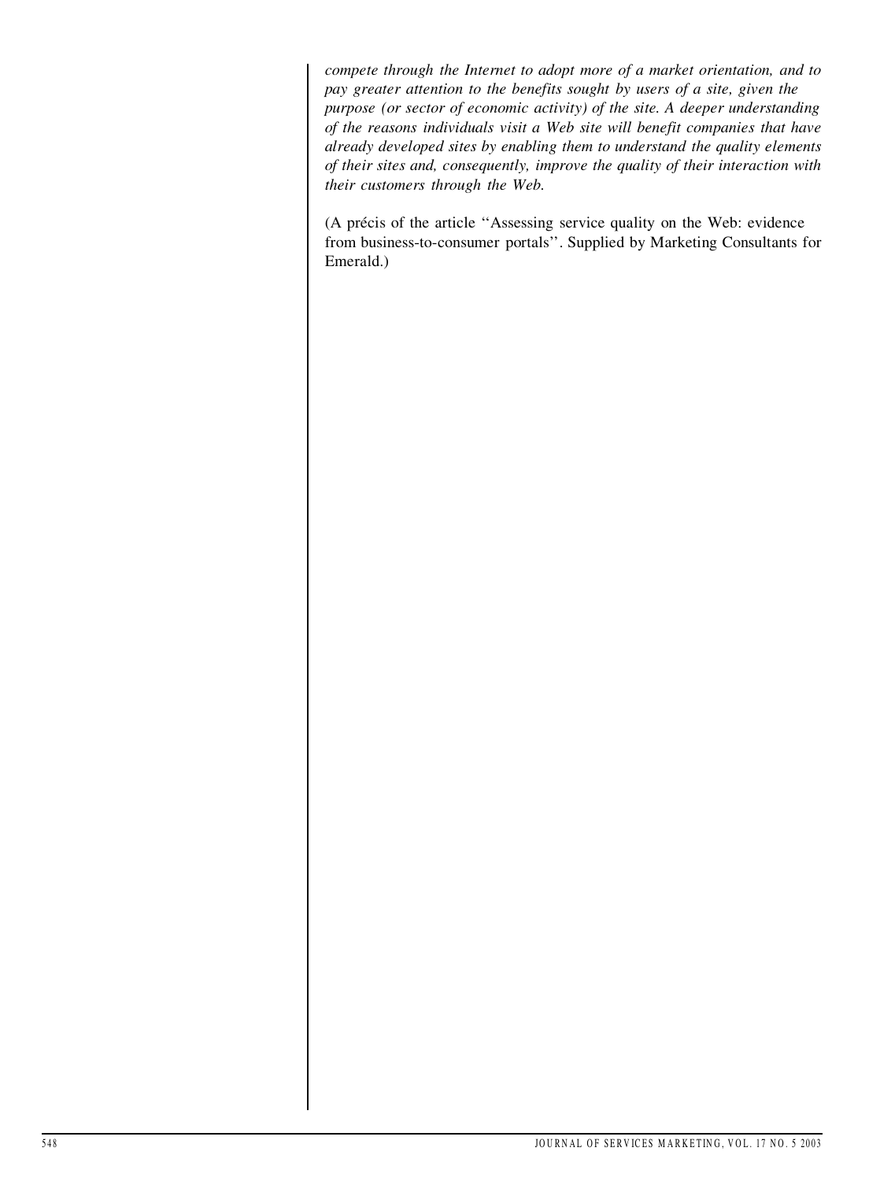*compete through the Internet to adopt more of a market orientation, and to pay greater attention to the benefits sought by users of a site, given the purpose (or sector of economic activity) of the site. A deeper understanding of the reasons individuals visit a Web site will benefit companies that have already developed sites by enabling them to understand the quality elements of their sites and, consequently, improve the quality of their interaction with their customers through the Web.*

(A précis of the article ''Assessing service quality on the Web: evidence from business-to-consumer portals''. Supplied by Marketing Consultants for Emerald.)